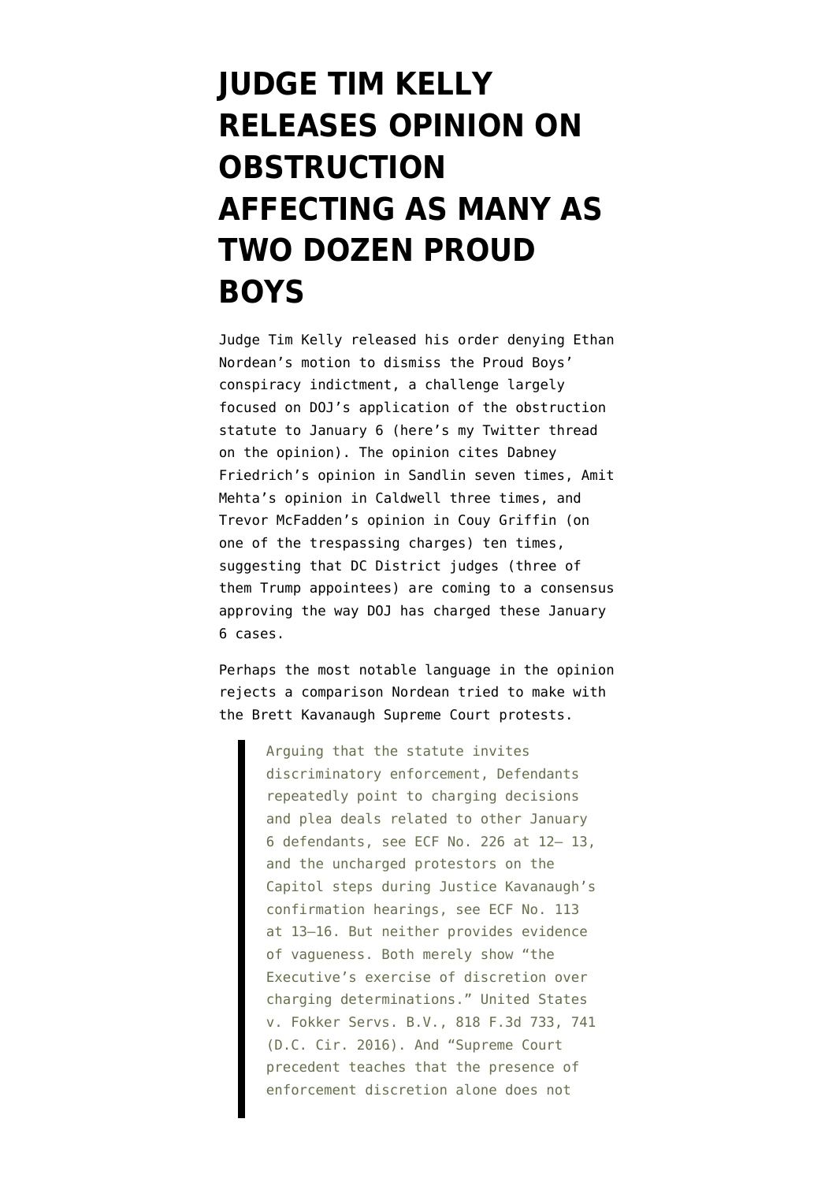# JUDGE TIM KELLY RELEASES OPINION ON OBSTRUCTION AFFECTING AS MANY AS TWO DOZEN PROUD BOYS

Judge Tim Kelly released his order denying Ethan Nordean's motion to dismiss the Proud Boys' conspiracy indictment, a challenge largely focused on DOJ's application of the obstruction statute to January 6 (here's my Twitter thread on the opinion). The opinion cites Dabney Friedrich's opinion in Sandlin seven times, Amit Mehta's opinion in Caldwell three times, and Trevor McFadden's opinion in Couy Griffin (on one of the trespassing charges) ten times, suggesting that DC District judges (three of them Trump appointees) are coming to a consensus approving the way DOJ has charged these January 6 cases.

Perhaps the most notable language in the opinion rejects a comparison Nordean tried to make with the Brett Kavanaugh Supreme Court protests.

> Arguing that the statute invites discriminatory enforcement, Defendants repeatedly point to charging decisions and plea deals related to other January 6 defendants, see ECF No. 226 at 12– 13, and the uncharged protestors on the Capitol steps during Justice Kavanaugh's confirmation hearings, see ECF No. 113 at 13–16. But neither provides evidence of vagueness. Both merely show "the Executive's exercise of discretion over charging determinations." United States v. Fokker Servs. B.V., 818 F.3d 733, 741 (D.C. Cir. 2016). And "Supreme Court precedent teaches that the presence of enforcement discretion alone does not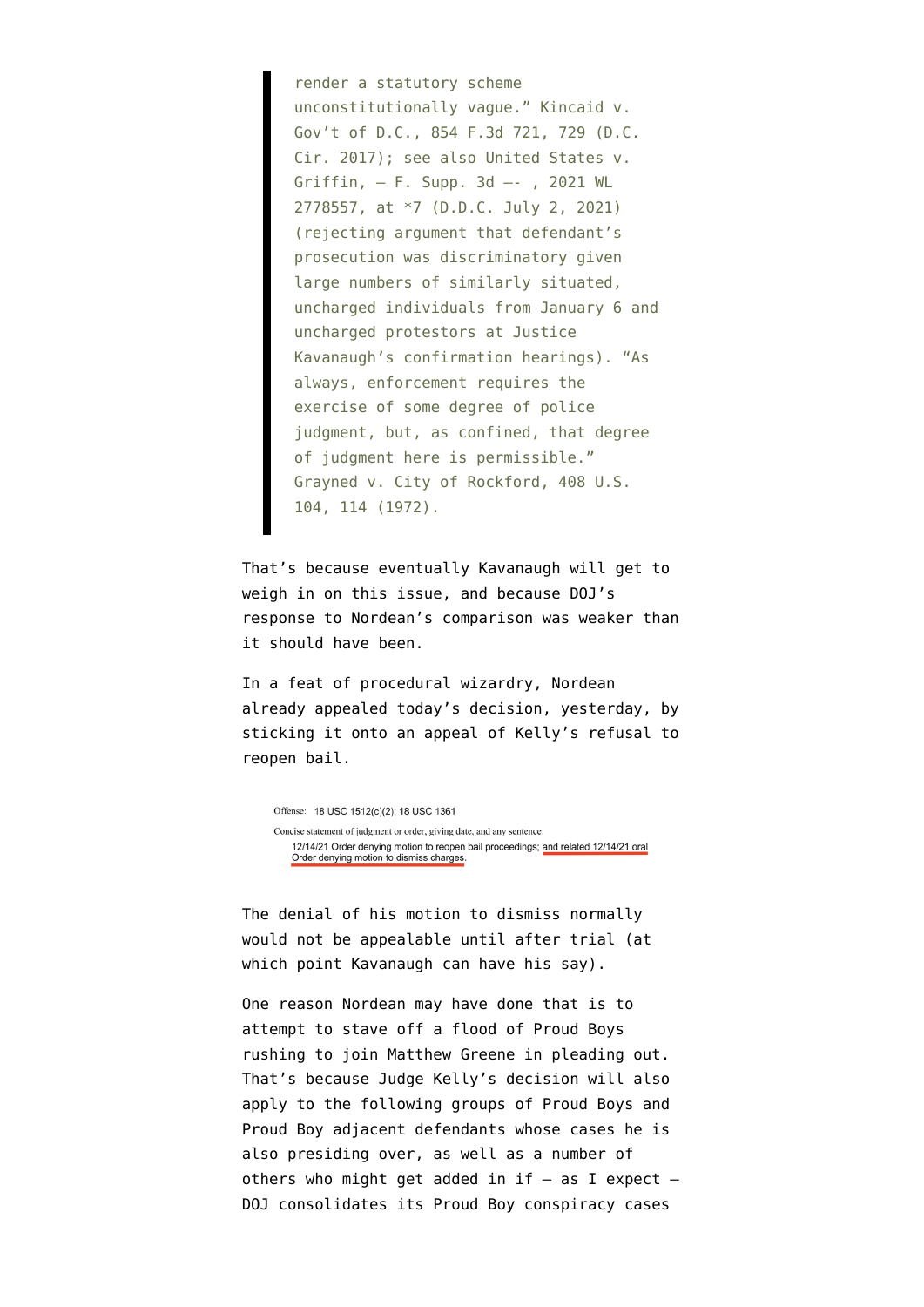> render a statutory scheme unconstitutionally vague." Kincaid v. Gov't of D.C., 854 F.3d 721, 729 (D.C. Cir. 2017); see also United States v. Griffin, — F. Supp. 3d —- , 2021 WL 2778557, at *7 (D.D.C. July 2, 2021) (rejecting argument that defendant's prosecution was discriminatory given large numbers of similarly situated, uncharged individuals from January 6 and uncharged protestors at Justice Kavanaugh's confirmation hearings). "As always, enforcement requires the exercise of some degree of police judgment, but, as confined, that degree of judgment here is permissible." Grayned v. City of Rockford, 408 U.S. 104, 114 (1972).

That's because eventually Kavanaugh will get to weigh in on this issue, and because DOJ's response to Nordean's comparison was weaker than it should have been.

In a feat of procedural wizardry, Nordean already appealed today's decision, yesterday, by sticking it onto an appeal of Kelly's refusal to reopen bail.

Offense: 18 USC 1512(c)(2); 18 USC 1361

Concise statement of judgment or order, giving date, and any sentence:

12/14/21 Order denying motion to reopen bail proceedings; and related 12/14/21 oral Order denying motion to dismiss charges.

The denial of his motion to dismiss normally would not be appealable until after trial (at which point Kavanaugh can have his say).

One reason Nordean may have done that is to attempt to stave off a flood of Proud Boys rushing to join Matthew Greene in pleading out. That's because Judge Kelly's decision will also apply to the following groups of Proud Boys and Proud Boy adjacent defendants whose cases he is also presiding over, as well as a number of others who might get added in if — as I expect — DOJ consolidates its Proud Boy conspiracy cases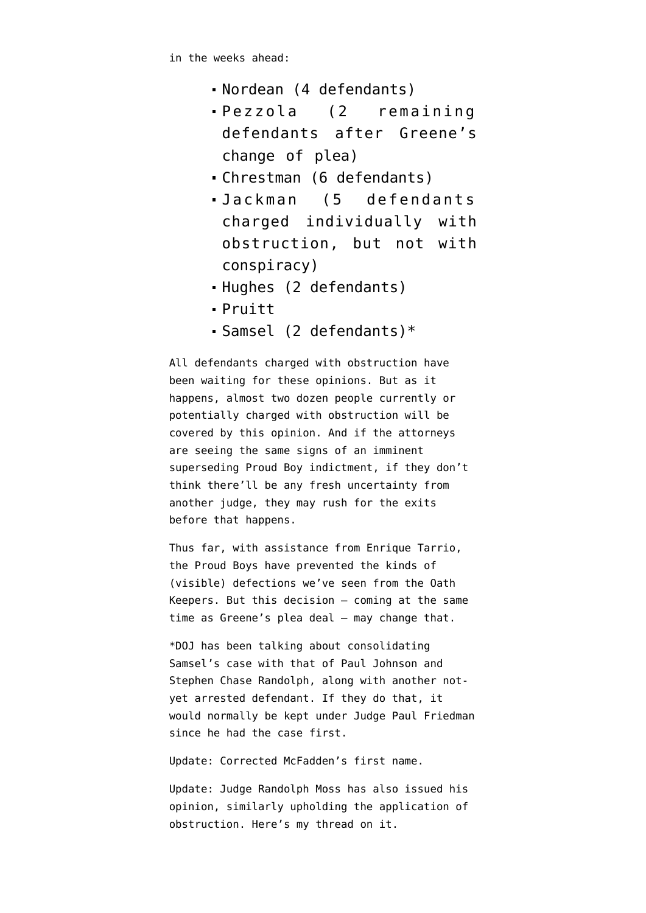in the weeks ahead:

- Nordean (4 defendants)
- Pezzola (2 remaining defendants after Greene's change of plea)
- Chrestman (6 defendants)
- Jackman (5 defendants charged individually with obstruction, but not with conspiracy)
- Hughes (2 defendants)
- Pruitt
- Samsel (2 defendants)*

All defendants charged with obstruction have been waiting for these opinions. But as it happens, almost two dozen people currently or potentially charged with obstruction will be covered by this opinion. And if the attorneys are seeing the same signs of an imminent superseding Proud Boy indictment, if they don't think there'll be any fresh uncertainty from another judge, they may rush for the exits before that happens.

Thus far, with assistance from Enrique Tarrio, the Proud Boys have prevented the kinds of (visible) defections we've seen from the Oath Keepers. But this decision — coming at the same time as Greene's plea deal — may change that.

*DOJ has been talking about consolidating Samsel's case with that of Paul Johnson and Stephen Chase Randolph, along with another not-yet arrested defendant. If they do that, it would normally be kept under Judge Paul Friedman since he had the case first.

Update: Corrected McFadden's first name.

Update: Judge Randolph Moss has also issued his opinion, similarly upholding the application of obstruction. Here's my thread on it.